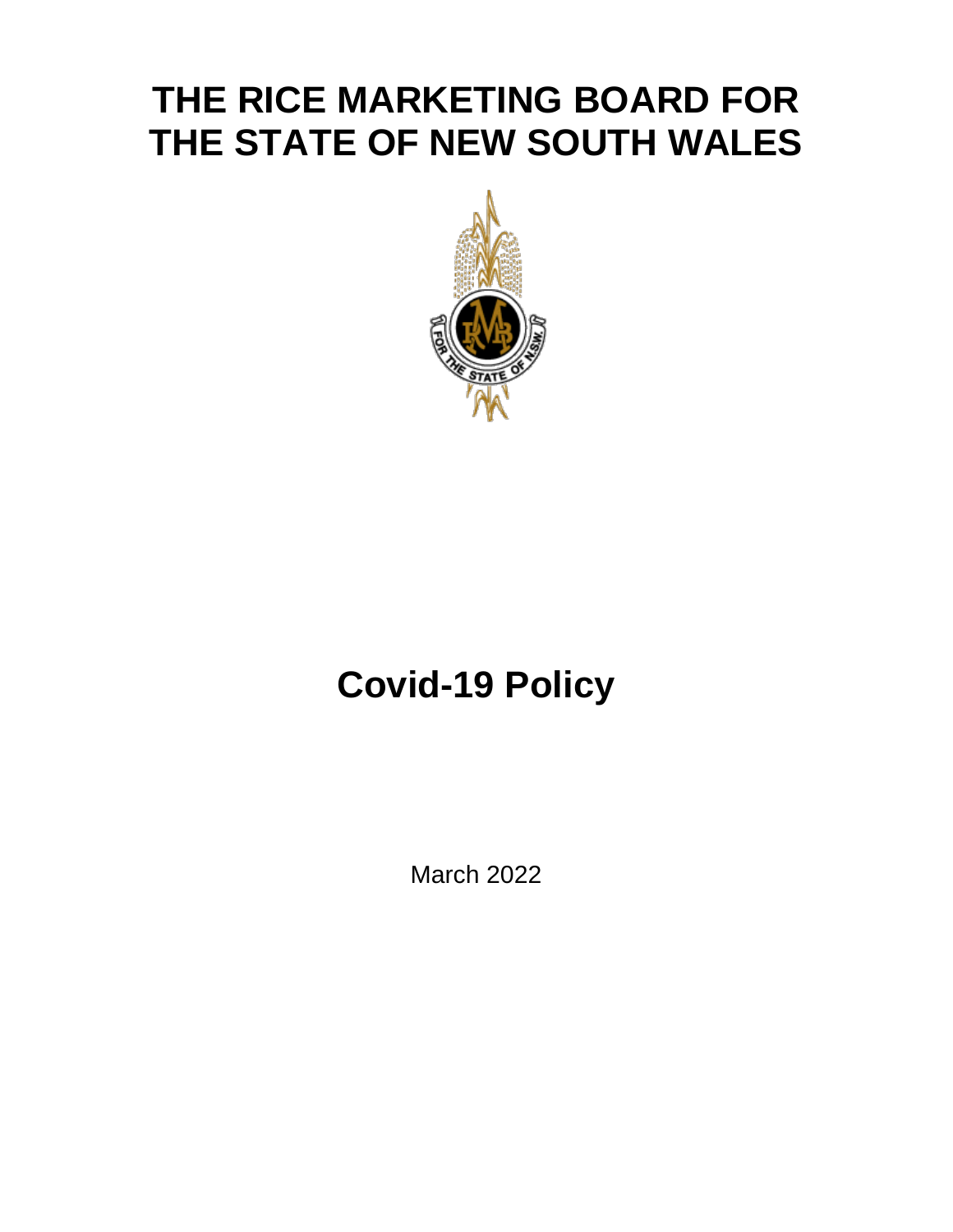# THE RICE MARKETING BOARD FOR THE STATE OF NEW SOUTH WALES

# Covid-19 Policy

March 2022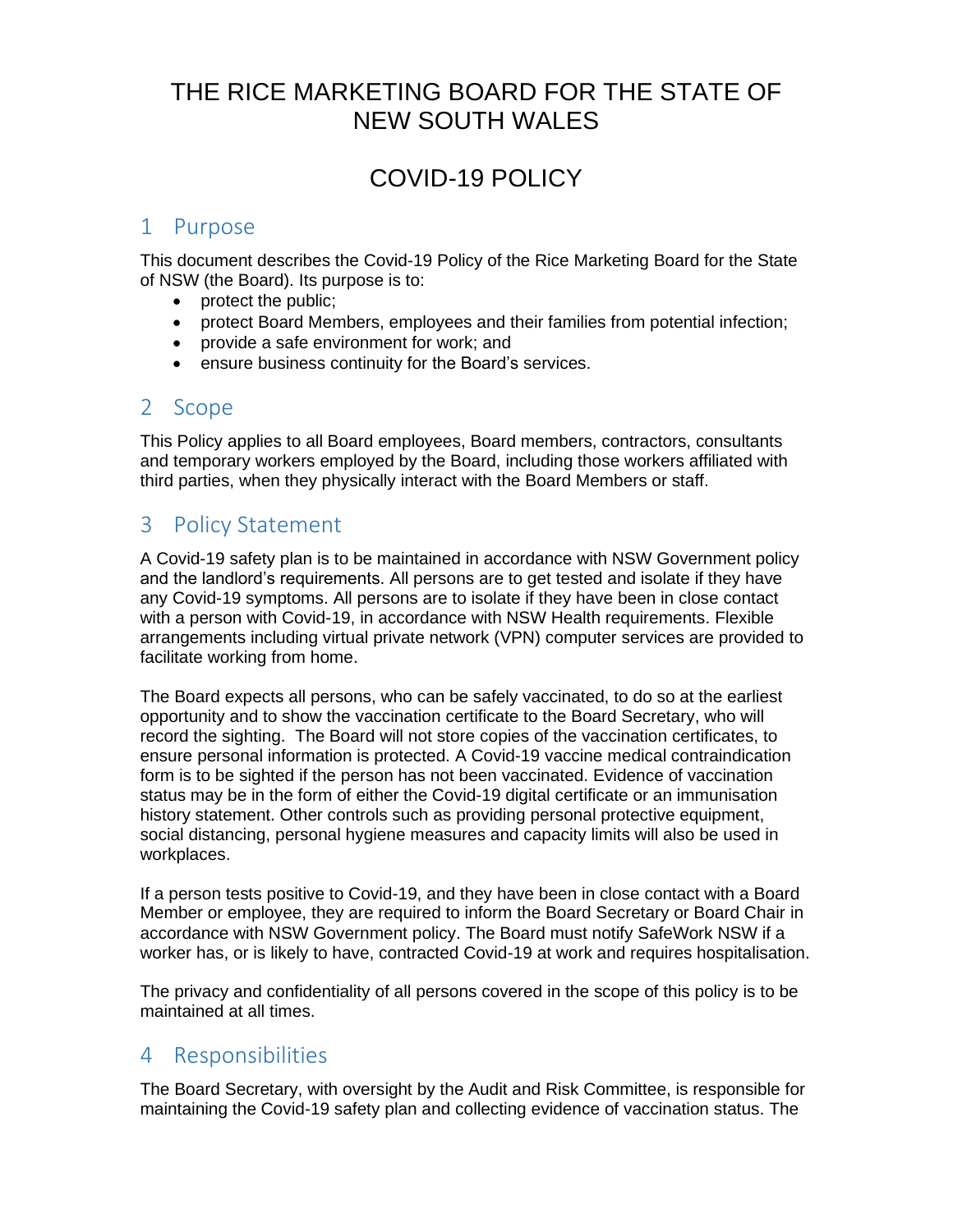# THE RICE MARKETING BOARD FOR THE STATE OF NEW SOUTH WALES

# COVID-19 POLICY

## 1 Purpose

This document describes the Covid-19 Policy of the Rice Marketing Board for the State of NSW (the Board). Its purpose is to:

- protect the public;
- protect Board Members, employees and their families from potential infection;
- provide a safe environment for work; and
- ensure business continuity for the Board's services.

## 2 Scope

This Policy applies to all Board employees, Board members, contractors, consultants and temporary workers employed by the Board, including those workers affiliated with third parties, when they physically interact with the Board Members or staff.

## 3 Policy Statement

A Covid-19 safety plan is to be maintained in accordance with NSW Government policy and the landlord's requirements. All persons are to get tested and isolate if they have any Covid-19 symptoms. All persons are to isolate if they have been in close contact with a person with Covid-19, in accordance with NSW Health requirements. Flexible arrangements including virtual private network (VPN) computer services are provided to facilitate working from home.

The Board expects all persons, who can be safely vaccinated, to do so at the earliest opportunity and to show the vaccination certificate to the Board Secretary, who will record the sighting. The Board will not store copies of the vaccination certificates, to ensure personal information is protected. A Covid-19 vaccine medical contraindication form is to be sighted if the person has not been vaccinated. Evidence of vaccination status may be in the form of either the Covid-19 digital certificate or an immunisation history statement. Other controls such as providing personal protective equipment, social distancing, personal hygiene measures and capacity limits will also be used in workplaces.

If a person tests positive to Covid-19, and they have been in close contact with a Board Member or employee, they are required to inform the Board Secretary or Board Chair in accordance with NSW Government policy. The Board must notify SafeWork NSW if a worker has, or is likely to have, contracted Covid-19 at work and requires hospitalisation.

The privacy and confidentiality of all persons covered in the scope of this policy is to be maintained at all times.

## 4 Responsibilities

The Board Secretary, with oversight by the Audit and Risk Committee, is responsible for maintaining the Covid-19 safety plan and collecting evidence of vaccination status. The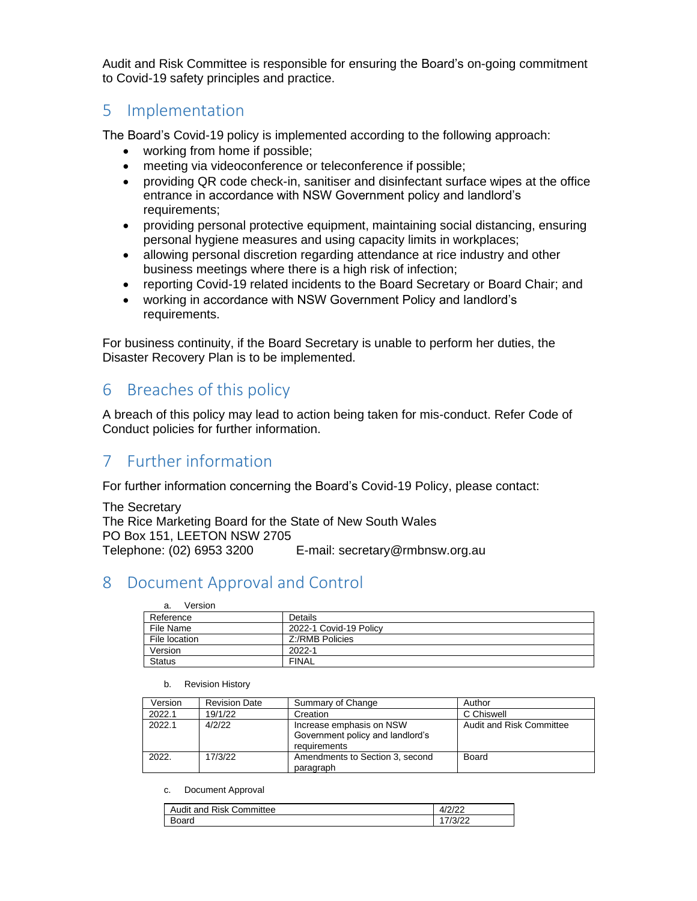Audit and Risk Committee is responsible for ensuring the Board's on-going commitment to Covid-19 safety principles and practice.

## 5 Implementation

The Board's Covid-19 policy is implemented according to the following approach:

- working from home if possible;
- meeting via videoconference or teleconference if possible;
- providing QR code check-in, sanitiser and disinfectant surface wipes at the office entrance in accordance with NSW Government policy and landlord's requirements;
- providing personal protective equipment, maintaining social distancing, ensuring personal hygiene measures and using capacity limits in workplaces;
- allowing personal discretion regarding attendance at rice industry and other business meetings where there is a high risk of infection;
- reporting Covid-19 related incidents to the Board Secretary or Board Chair; and
- working in accordance with NSW Government Policy and landlord's requirements.

For business continuity, if the Board Secretary is unable to perform her duties, the Disaster Recovery Plan is to be implemented.

## 6 Breaches of this policy

A breach of this policy may lead to action being taken for mis-conduct. Refer Code of Conduct policies for further information.

## 7 Further information

For further information concerning the Board's Covid-19 Policy, please contact:

The Secretary
The Rice Marketing Board for the State of New South Wales
PO Box 151, LEETON NSW 2705
Telephone: (02) 6953 3200 E-mail: secretary@rmbnsw.org.au

## 8 Document Approval and Control

a. Version

| Reference | Details |
|---|---|
| File Name | 2022-1 Covid-19 Policy |
| File location | Z:/RMB Policies |
| Version | 2022-1 |
| Status | FINAL |

b. Revision History

| Version | Revision Date | Summary of Change | Author |
|---|---|---|---|
| 2022.1 | 19/1/22 | Creation | C Chiswell |
| 2022.1 | 4/2/22 | Increase emphasis on NSW Government policy and landlord's requirements | Audit and Risk Committee |
| 2022. | 17/3/22 | Amendments to Section 3, second paragraph | Board |

c. Document Approval

| | |
|---|---|
| Audit and Risk Committee | 4/2/22 |
| Board | 17/3/22 |